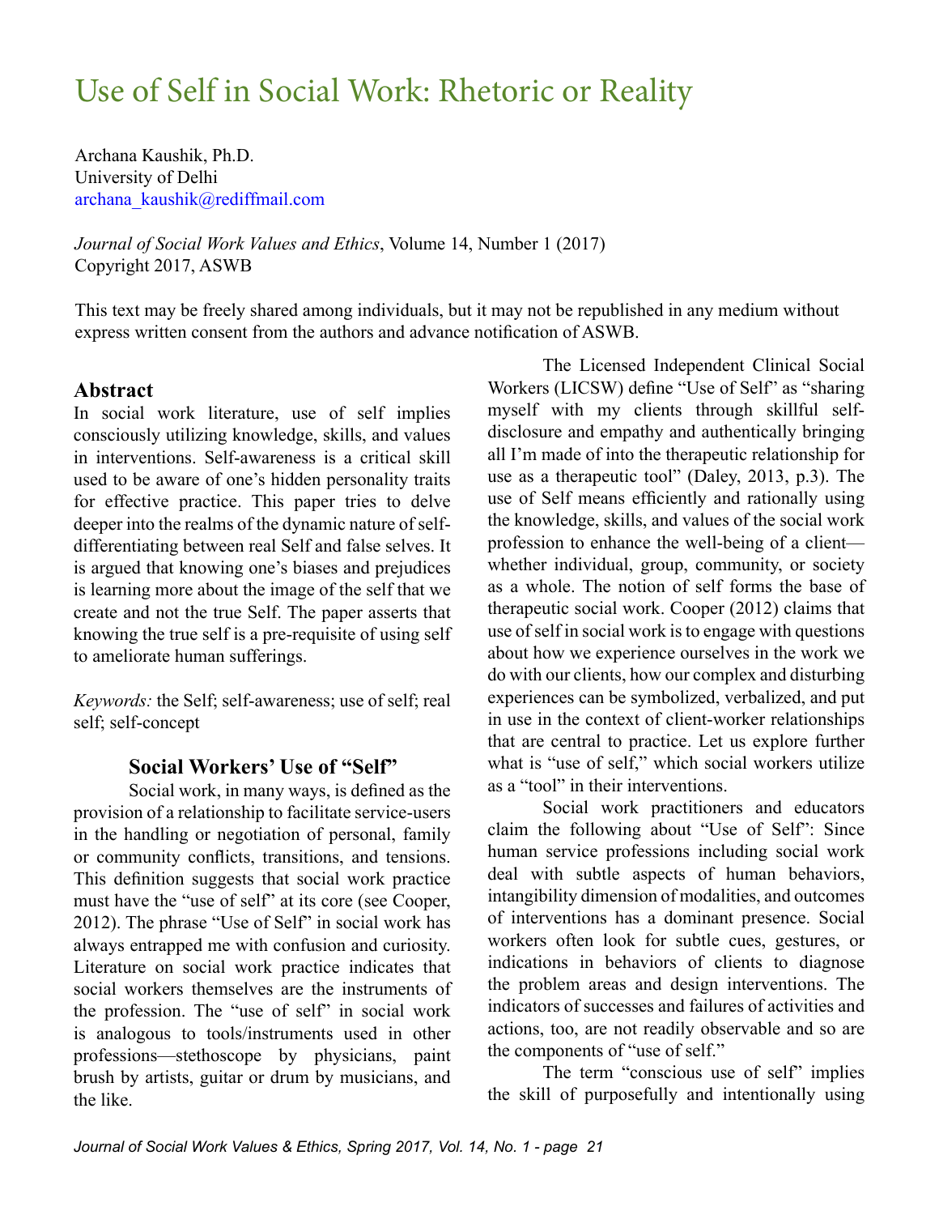# Use of Self in Social Work: Rhetoric or Reality

Archana Kaushik, Ph.D.
University of Delhi
archana_kaushik@rediffmail.com

*Journal of Social Work Values and Ethics*, Volume 14, Number 1 (2017)
Copyright 2017, ASWB

This text may be freely shared among individuals, but it may not be republished in any medium without express written consent from the authors and advance notification of ASWB.

## Abstract

In social work literature, use of self implies consciously utilizing knowledge, skills, and values in interventions. Self-awareness is a critical skill used to be aware of one's hidden personality traits for effective practice. This paper tries to delve deeper into the realms of the dynamic nature of self-differentiating between real Self and false selves. It is argued that knowing one's biases and prejudices is learning more about the image of the self that we create and not the true Self. The paper asserts that knowing the true self is a pre-requisite of using self to ameliorate human sufferings.

*Keywords:* the Self; self-awareness; use of self; real self; self-concept

## Social Workers' Use of "Self"

Social work, in many ways, is defined as the provision of a relationship to facilitate service-users in the handling or negotiation of personal, family or community conflicts, transitions, and tensions. This definition suggests that social work practice must have the "use of self" at its core (see Cooper, 2012). The phrase "Use of Self" in social work has always entrapped me with confusion and curiosity. Literature on social work practice indicates that social workers themselves are the instruments of the profession. The "use of self" in social work is analogous to tools/instruments used in other professions—stethoscope by physicians, paint brush by artists, guitar or drum by musicians, and the like.

The Licensed Independent Clinical Social Workers (LICSW) define "Use of Self" as "sharing myself with my clients through skillful self-disclosure and empathy and authentically bringing all I'm made of into the therapeutic relationship for use as a therapeutic tool" (Daley, 2013, p.3). The use of Self means efficiently and rationally using the knowledge, skills, and values of the social work profession to enhance the well-being of a client—whether individual, group, community, or society as a whole. The notion of self forms the base of therapeutic social work. Cooper (2012) claims that use of self in social work is to engage with questions about how we experience ourselves in the work we do with our clients, how our complex and disturbing experiences can be symbolized, verbalized, and put in use in the context of client-worker relationships that are central to practice. Let us explore further what is "use of self," which social workers utilize as a "tool" in their interventions.

Social work practitioners and educators claim the following about "Use of Self": Since human service professions including social work deal with subtle aspects of human behaviors, intangibility dimension of modalities, and outcomes of interventions has a dominant presence. Social workers often look for subtle cues, gestures, or indications in behaviors of clients to diagnose the problem areas and design interventions. The indicators of successes and failures of activities and actions, too, are not readily observable and so are the components of "use of self."

The term "conscious use of self" implies the skill of purposefully and intentionally using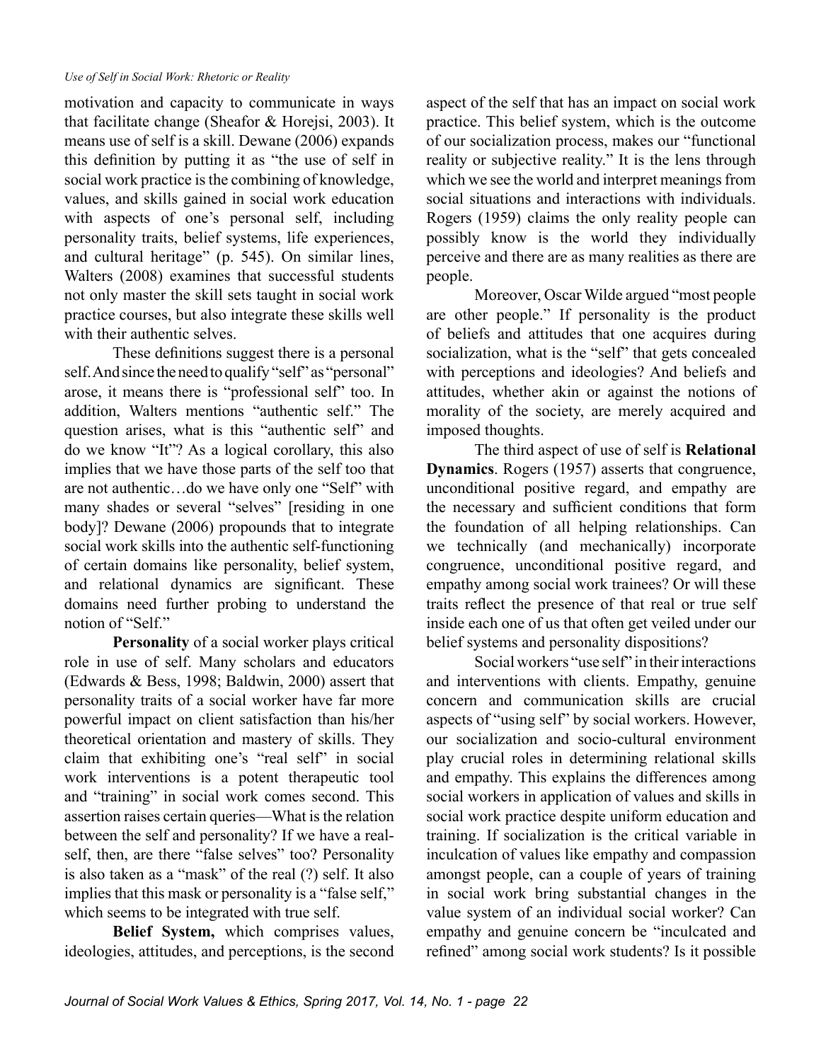motivation and capacity to communicate in ways that facilitate change (Sheafor & Horejsi, 2003). It means use of self is a skill. Dewane (2006) expands this definition by putting it as "the use of self in social work practice is the combining of knowledge, values, and skills gained in social work education with aspects of one's personal self, including personality traits, belief systems, life experiences, and cultural heritage" (p. 545). On similar lines, Walters (2008) examines that successful students not only master the skill sets taught in social work practice courses, but also integrate these skills well with their authentic selves.

These definitions suggest there is a personal self. And since the need to qualify "self" as "personal" arose, it means there is "professional self" too. In addition, Walters mentions "authentic self." The question arises, what is this "authentic self" and do we know "It"? As a logical corollary, this also implies that we have those parts of the self too that are not authentic…do we have only one "Self" with many shades or several "selves" [residing in one body]? Dewane (2006) propounds that to integrate social work skills into the authentic self-functioning of certain domains like personality, belief system, and relational dynamics are significant. These domains need further probing to understand the notion of "Self."

**Personality** of a social worker plays critical role in use of self. Many scholars and educators (Edwards & Bess, 1998; Baldwin, 2000) assert that personality traits of a social worker have far more powerful impact on client satisfaction than his/her theoretical orientation and mastery of skills. They claim that exhibiting one's "real self" in social work interventions is a potent therapeutic tool and "training" in social work comes second. This assertion raises certain queries—What is the relation between the self and personality? If we have a real-self, then, are there "false selves" too? Personality is also taken as a "mask" of the real (?) self. It also implies that this mask or personality is a "false self," which seems to be integrated with true self.

**Belief System,** which comprises values, ideologies, attitudes, and perceptions, is the second aspect of the self that has an impact on social work practice. This belief system, which is the outcome of our socialization process, makes our "functional reality or subjective reality." It is the lens through which we see the world and interpret meanings from social situations and interactions with individuals. Rogers (1959) claims the only reality people can possibly know is the world they individually perceive and there are as many realities as there are people.

Moreover, Oscar Wilde argued "most people are other people." If personality is the product of beliefs and attitudes that one acquires during socialization, what is the "self" that gets concealed with perceptions and ideologies? And beliefs and attitudes, whether akin or against the notions of morality of the society, are merely acquired and imposed thoughts.

The third aspect of use of self is **Relational Dynamics**. Rogers (1957) asserts that congruence, unconditional positive regard, and empathy are the necessary and sufficient conditions that form the foundation of all helping relationships. Can we technically (and mechanically) incorporate congruence, unconditional positive regard, and empathy among social work trainees? Or will these traits reflect the presence of that real or true self inside each one of us that often get veiled under our belief systems and personality dispositions?

Social workers "use self" in their interactions and interventions with clients. Empathy, genuine concern and communication skills are crucial aspects of "using self" by social workers. However, our socialization and socio-cultural environment play crucial roles in determining relational skills and empathy. This explains the differences among social workers in application of values and skills in social work practice despite uniform education and training. If socialization is the critical variable in inculcation of values like empathy and compassion amongst people, can a couple of years of training in social work bring substantial changes in the value system of an individual social worker? Can empathy and genuine concern be "inculcated and refined" among social work students? Is it possible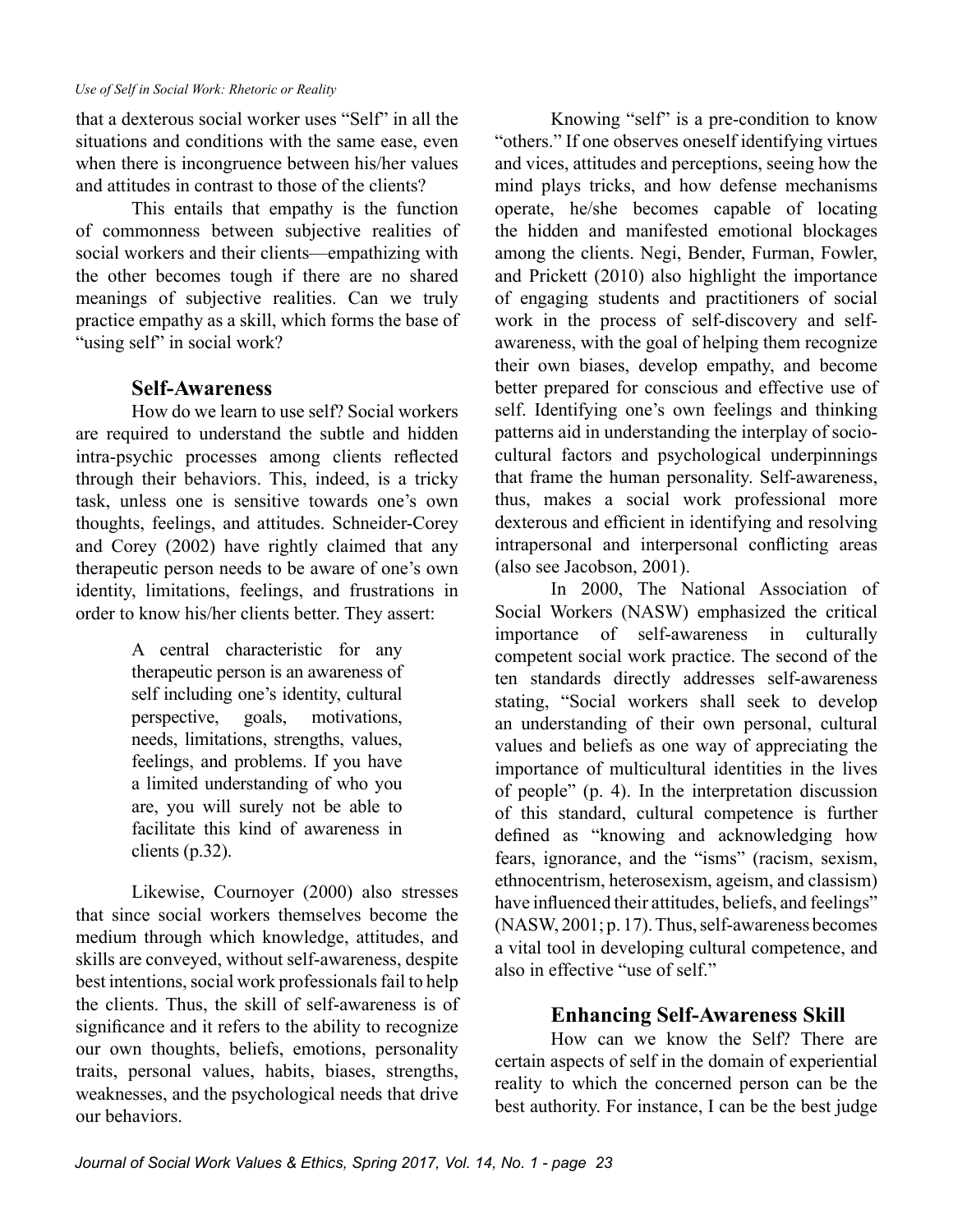that a dexterous social worker uses "Self" in all the situations and conditions with the same ease, even when there is incongruence between his/her values and attitudes in contrast to those of the clients?

This entails that empathy is the function of commonness between subjective realities of social workers and their clients—empathizing with the other becomes tough if there are no shared meanings of subjective realities. Can we truly practice empathy as a skill, which forms the base of "using self" in social work?

## Self-Awareness

How do we learn to use self? Social workers are required to understand the subtle and hidden intra-psychic processes among clients reflected through their behaviors. This, indeed, is a tricky task, unless one is sensitive towards one's own thoughts, feelings, and attitudes. Schneider-Corey and Corey (2002) have rightly claimed that any therapeutic person needs to be aware of one's own identity, limitations, feelings, and frustrations in order to know his/her clients better. They assert:

> A central characteristic for any therapeutic person is an awareness of self including one's identity, cultural perspective, goals, motivations, needs, limitations, strengths, values, feelings, and problems. If you have a limited understanding of who you are, you will surely not be able to facilitate this kind of awareness in clients (p.32).

Likewise, Cournoyer (2000) also stresses that since social workers themselves become the medium through which knowledge, attitudes, and skills are conveyed, without self-awareness, despite best intentions, social work professionals fail to help the clients. Thus, the skill of self-awareness is of significance and it refers to the ability to recognize our own thoughts, beliefs, emotions, personality traits, personal values, habits, biases, strengths, weaknesses, and the psychological needs that drive our behaviors.

Knowing "self" is a pre-condition to know "others." If one observes oneself identifying virtues and vices, attitudes and perceptions, seeing how the mind plays tricks, and how defense mechanisms operate, he/she becomes capable of locating the hidden and manifested emotional blockages among the clients. Negi, Bender, Furman, Fowler, and Prickett (2010) also highlight the importance of engaging students and practitioners of social work in the process of self-discovery and self-awareness, with the goal of helping them recognize their own biases, develop empathy, and become better prepared for conscious and effective use of self. Identifying one's own feelings and thinking patterns aid in understanding the interplay of socio-cultural factors and psychological underpinnings that frame the human personality. Self-awareness, thus, makes a social work professional more dexterous and efficient in identifying and resolving intrapersonal and interpersonal conflicting areas (also see Jacobson, 2001).

In 2000, The National Association of Social Workers (NASW) emphasized the critical importance of self-awareness in culturally competent social work practice. The second of the ten standards directly addresses self-awareness stating, "Social workers shall seek to develop an understanding of their own personal, cultural values and beliefs as one way of appreciating the importance of multicultural identities in the lives of people" (p. 4). In the interpretation discussion of this standard, cultural competence is further defined as "knowing and acknowledging how fears, ignorance, and the "isms" (racism, sexism, ethnocentrism, heterosexism, ageism, and classism) have influenced their attitudes, beliefs, and feelings" (NASW, 2001; p. 17). Thus, self-awareness becomes a vital tool in developing cultural competence, and also in effective "use of self."

## Enhancing Self-Awareness Skill

How can we know the Self? There are certain aspects of self in the domain of experiential reality to which the concerned person can be the best authority. For instance, I can be the best judge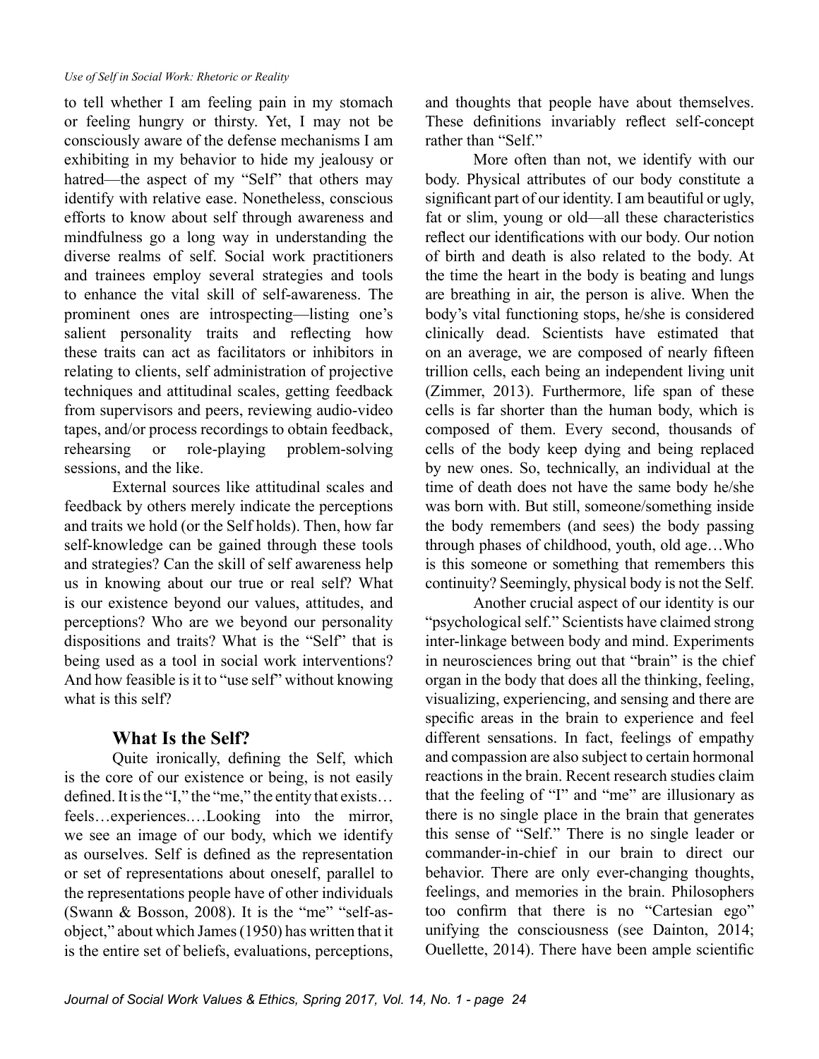to tell whether I am feeling pain in my stomach or feeling hungry or thirsty. Yet, I may not be consciously aware of the defense mechanisms I am exhibiting in my behavior to hide my jealousy or hatred—the aspect of my "Self" that others may identify with relative ease. Nonetheless, conscious efforts to know about self through awareness and mindfulness go a long way in understanding the diverse realms of self. Social work practitioners and trainees employ several strategies and tools to enhance the vital skill of self-awareness. The prominent ones are introspecting—listing one's salient personality traits and reflecting how these traits can act as facilitators or inhibitors in relating to clients, self administration of projective techniques and attitudinal scales, getting feedback from supervisors and peers, reviewing audio-video tapes, and/or process recordings to obtain feedback, rehearsing or role-playing problem-solving sessions, and the like.

External sources like attitudinal scales and feedback by others merely indicate the perceptions and traits we hold (or the Self holds). Then, how far self-knowledge can be gained through these tools and strategies? Can the skill of self awareness help us in knowing about our true or real self? What is our existence beyond our values, attitudes, and perceptions? Who are we beyond our personality dispositions and traits? What is the "Self" that is being used as a tool in social work interventions? And how feasible is it to "use self" without knowing what is this self?

## What Is the Self?

Quite ironically, defining the Self, which is the core of our existence or being, is not easily defined. It is the "I," the "me," the entity that exists… feels…experiences.…Looking into the mirror, we see an image of our body, which we identify as ourselves. Self is defined as the representation or set of representations about oneself, parallel to the representations people have of other individuals (Swann & Bosson, 2008). It is the "me" "self-as-object," about which James (1950) has written that it is the entire set of beliefs, evaluations, perceptions, and thoughts that people have about themselves. These definitions invariably reflect self-concept rather than "Self."

More often than not, we identify with our body. Physical attributes of our body constitute a significant part of our identity. I am beautiful or ugly, fat or slim, young or old—all these characteristics reflect our identifications with our body. Our notion of birth and death is also related to the body. At the time the heart in the body is beating and lungs are breathing in air, the person is alive. When the body's vital functioning stops, he/she is considered clinically dead. Scientists have estimated that on an average, we are composed of nearly fifteen trillion cells, each being an independent living unit (Zimmer, 2013). Furthermore, life span of these cells is far shorter than the human body, which is composed of them. Every second, thousands of cells of the body keep dying and being replaced by new ones. So, technically, an individual at the time of death does not have the same body he/she was born with. But still, someone/something inside the body remembers (and sees) the body passing through phases of childhood, youth, old age…Who is this someone or something that remembers this continuity? Seemingly, physical body is not the Self.

Another crucial aspect of our identity is our "psychological self." Scientists have claimed strong inter-linkage between body and mind. Experiments in neurosciences bring out that "brain" is the chief organ in the body that does all the thinking, feeling, visualizing, experiencing, and sensing and there are specific areas in the brain to experience and feel different sensations. In fact, feelings of empathy and compassion are also subject to certain hormonal reactions in the brain. Recent research studies claim that the feeling of "I" and "me" are illusionary as there is no single place in the brain that generates this sense of "Self." There is no single leader or commander-in-chief in our brain to direct our behavior. There are only ever-changing thoughts, feelings, and memories in the brain. Philosophers too confirm that there is no "Cartesian ego" unifying the consciousness (see Dainton, 2014; Ouellette, 2014). There have been ample scientific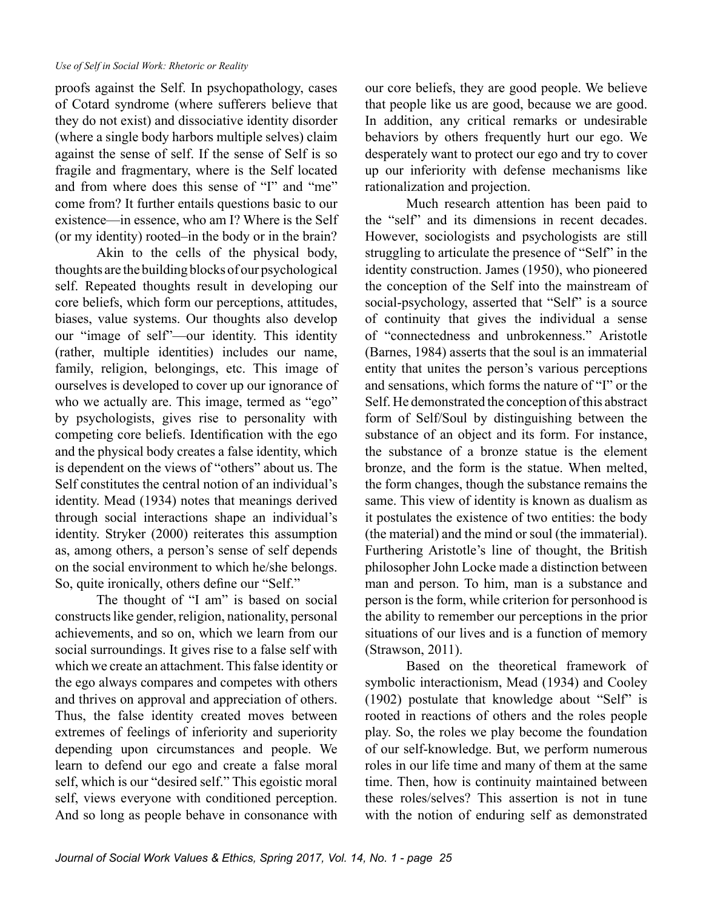proofs against the Self. In psychopathology, cases of Cotard syndrome (where sufferers believe that they do not exist) and dissociative identity disorder (where a single body harbors multiple selves) claim against the sense of self. If the sense of Self is so fragile and fragmentary, where is the Self located and from where does this sense of "I" and "me" come from? It further entails questions basic to our existence—in essence, who am I? Where is the Self (or my identity) rooted–in the body or in the brain?

Akin to the cells of the physical body, thoughts are the building blocks of our psychological self. Repeated thoughts result in developing our core beliefs, which form our perceptions, attitudes, biases, value systems. Our thoughts also develop our "image of self"—our identity. This identity (rather, multiple identities) includes our name, family, religion, belongings, etc. This image of ourselves is developed to cover up our ignorance of who we actually are. This image, termed as "ego" by psychologists, gives rise to personality with competing core beliefs. Identification with the ego and the physical body creates a false identity, which is dependent on the views of "others" about us. The Self constitutes the central notion of an individual's identity. Mead (1934) notes that meanings derived through social interactions shape an individual's identity. Stryker (2000) reiterates this assumption as, among others, a person's sense of self depends on the social environment to which he/she belongs. So, quite ironically, others define our "Self."

The thought of "I am" is based on social constructs like gender, religion, nationality, personal achievements, and so on, which we learn from our social surroundings. It gives rise to a false self with which we create an attachment. This false identity or the ego always compares and competes with others and thrives on approval and appreciation of others. Thus, the false identity created moves between extremes of feelings of inferiority and superiority depending upon circumstances and people. We learn to defend our ego and create a false moral self, which is our "desired self." This egoistic moral self, views everyone with conditioned perception. And so long as people behave in consonance with our core beliefs, they are good people. We believe that people like us are good, because we are good. In addition, any critical remarks or undesirable behaviors by others frequently hurt our ego. We desperately want to protect our ego and try to cover up our inferiority with defense mechanisms like rationalization and projection.

Much research attention has been paid to the "self" and its dimensions in recent decades. However, sociologists and psychologists are still struggling to articulate the presence of "Self" in the identity construction. James (1950), who pioneered the conception of the Self into the mainstream of social-psychology, asserted that "Self" is a source of continuity that gives the individual a sense of "connectedness and unbrokenness." Aristotle (Barnes, 1984) asserts that the soul is an immaterial entity that unites the person's various perceptions and sensations, which forms the nature of "I" or the Self. He demonstrated the conception of this abstract form of Self/Soul by distinguishing between the substance of an object and its form. For instance, the substance of a bronze statue is the element bronze, and the form is the statue. When melted, the form changes, though the substance remains the same. This view of identity is known as dualism as it postulates the existence of two entities: the body (the material) and the mind or soul (the immaterial). Furthering Aristotle's line of thought, the British philosopher John Locke made a distinction between man and person. To him, man is a substance and person is the form, while criterion for personhood is the ability to remember our perceptions in the prior situations of our lives and is a function of memory (Strawson, 2011).

Based on the theoretical framework of symbolic interactionism, Mead (1934) and Cooley (1902) postulate that knowledge about "Self" is rooted in reactions of others and the roles people play. So, the roles we play become the foundation of our self-knowledge. But, we perform numerous roles in our life time and many of them at the same time. Then, how is continuity maintained between these roles/selves? This assertion is not in tune with the notion of enduring self as demonstrated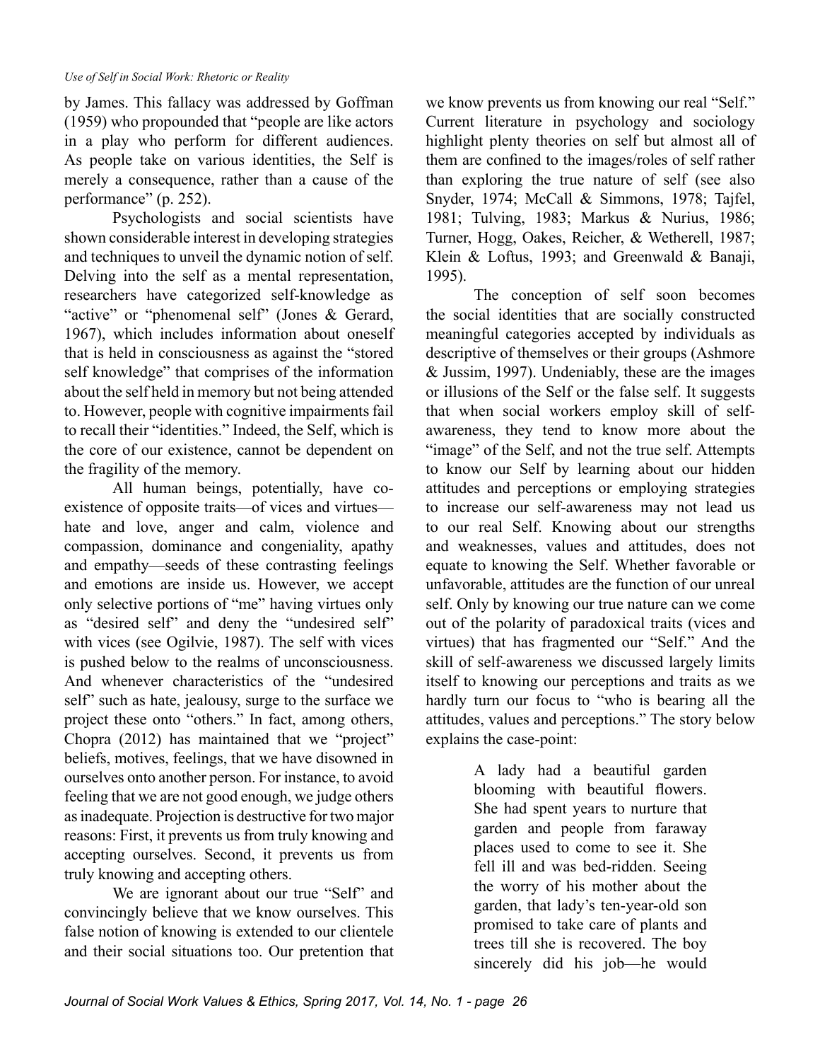by James. This fallacy was addressed by Goffman (1959) who propounded that "people are like actors in a play who perform for different audiences. As people take on various identities, the Self is merely a consequence, rather than a cause of the performance" (p. 252).

Psychologists and social scientists have shown considerable interest in developing strategies and techniques to unveil the dynamic notion of self. Delving into the self as a mental representation, researchers have categorized self-knowledge as "active" or "phenomenal self" (Jones & Gerard, 1967), which includes information about oneself that is held in consciousness as against the "stored self knowledge" that comprises of the information about the self held in memory but not being attended to. However, people with cognitive impairments fail to recall their "identities." Indeed, the Self, which is the core of our existence, cannot be dependent on the fragility of the memory.

All human beings, potentially, have co-existence of opposite traits—of vices and virtues—hate and love, anger and calm, violence and compassion, dominance and congeniality, apathy and empathy—seeds of these contrasting feelings and emotions are inside us. However, we accept only selective portions of "me" having virtues only as "desired self" and deny the "undesired self" with vices (see Ogilvie, 1987). The self with vices is pushed below to the realms of unconsciousness. And whenever characteristics of the "undesired self" such as hate, jealousy, surge to the surface we project these onto "others." In fact, among others, Chopra (2012) has maintained that we "project" beliefs, motives, feelings, that we have disowned in ourselves onto another person. For instance, to avoid feeling that we are not good enough, we judge others as inadequate. Projection is destructive for two major reasons: First, it prevents us from truly knowing and accepting ourselves. Second, it prevents us from truly knowing and accepting others.

We are ignorant about our true "Self" and convincingly believe that we know ourselves. This false notion of knowing is extended to our clientele and their social situations too. Our pretention that we know prevents us from knowing our real "Self." Current literature in psychology and sociology highlight plenty theories on self but almost all of them are confined to the images/roles of self rather than exploring the true nature of self (see also Snyder, 1974; McCall & Simmons, 1978; Tajfel, 1981; Tulving, 1983; Markus & Nurius, 1986; Turner, Hogg, Oakes, Reicher, & Wetherell, 1987; Klein & Loftus, 1993; and Greenwald & Banaji, 1995).

The conception of self soon becomes the social identities that are socially constructed meaningful categories accepted by individuals as descriptive of themselves or their groups (Ashmore & Jussim, 1997). Undeniably, these are the images or illusions of the Self or the false self. It suggests that when social workers employ skill of self-awareness, they tend to know more about the "image" of the Self, and not the true self. Attempts to know our Self by learning about our hidden attitudes and perceptions or employing strategies to increase our self-awareness may not lead us to our real Self. Knowing about our strengths and weaknesses, values and attitudes, does not equate to knowing the Self. Whether favorable or unfavorable, attitudes are the function of our unreal self. Only by knowing our true nature can we come out of the polarity of paradoxical traits (vices and virtues) that has fragmented our "Self." And the skill of self-awareness we discussed largely limits itself to knowing our perceptions and traits as we hardly turn our focus to "who is bearing all the attitudes, values and perceptions." The story below explains the case-point:

> A lady had a beautiful garden blooming with beautiful flowers. She had spent years to nurture that garden and people from faraway places used to come to see it. She fell ill and was bed-ridden. Seeing the worry of his mother about the garden, that lady's ten-year-old son promised to take care of plants and trees till she is recovered. The boy sincerely did his job—he would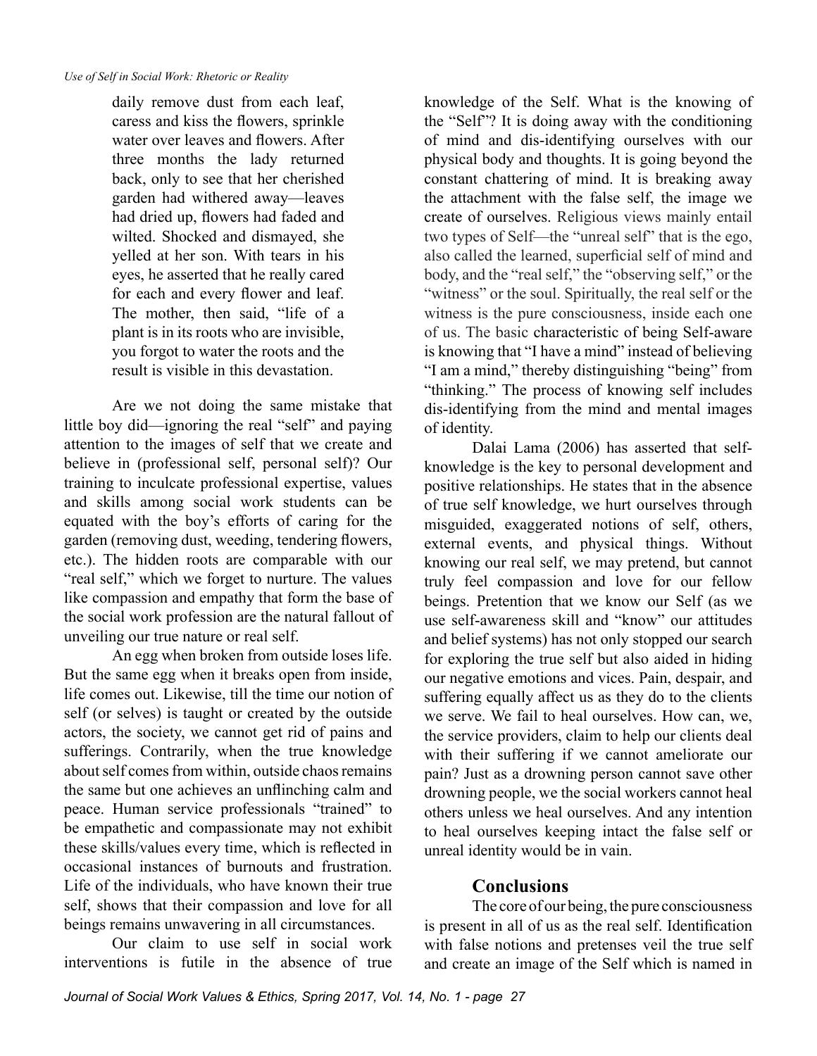daily remove dust from each leaf, caress and kiss the flowers, sprinkle water over leaves and flowers. After three months the lady returned back, only to see that her cherished garden had withered away—leaves had dried up, flowers had faded and wilted. Shocked and dismayed, she yelled at her son. With tears in his eyes, he asserted that he really cared for each and every flower and leaf. The mother, then said, "life of a plant is in its roots who are invisible, you forgot to water the roots and the result is visible in this devastation.

Are we not doing the same mistake that little boy did—ignoring the real "self" and paying attention to the images of self that we create and believe in (professional self, personal self)? Our training to inculcate professional expertise, values and skills among social work students can be equated with the boy's efforts of caring for the garden (removing dust, weeding, tendering flowers, etc.). The hidden roots are comparable with our "real self," which we forget to nurture. The values like compassion and empathy that form the base of the social work profession are the natural fallout of unveiling our true nature or real self.

An egg when broken from outside loses life. But the same egg when it breaks open from inside, life comes out. Likewise, till the time our notion of self (or selves) is taught or created by the outside actors, the society, we cannot get rid of pains and sufferings. Contrarily, when the true knowledge about self comes from within, outside chaos remains the same but one achieves an unflinching calm and peace. Human service professionals "trained" to be empathetic and compassionate may not exhibit these skills/values every time, which is reflected in occasional instances of burnouts and frustration. Life of the individuals, who have known their true self, shows that their compassion and love for all beings remains unwavering in all circumstances.

Our claim to use self in social work interventions is futile in the absence of true knowledge of the Self. What is the knowing of the "Self"? It is doing away with the conditioning of mind and dis-identifying ourselves with our physical body and thoughts. It is going beyond the constant chattering of mind. It is breaking away the attachment with the false self, the image we create of ourselves. Religious views mainly entail two types of Self—the "unreal self" that is the ego, also called the learned, superficial self of mind and body, and the "real self," the "observing self," or the "witness" or the soul. Spiritually, the real self or the witness is the pure consciousness, inside each one of us. The basic characteristic of being Self-aware is knowing that "I have a mind" instead of believing "I am a mind," thereby distinguishing "being" from "thinking." The process of knowing self includes dis-identifying from the mind and mental images of identity.

Dalai Lama (2006) has asserted that self-knowledge is the key to personal development and positive relationships. He states that in the absence of true self knowledge, we hurt ourselves through misguided, exaggerated notions of self, others, external events, and physical things. Without knowing our real self, we may pretend, but cannot truly feel compassion and love for our fellow beings. Pretention that we know our Self (as we use self-awareness skill and "know" our attitudes and belief systems) has not only stopped our search for exploring the true self but also aided in hiding our negative emotions and vices. Pain, despair, and suffering equally affect us as they do to the clients we serve. We fail to heal ourselves. How can, we, the service providers, claim to help our clients deal with their suffering if we cannot ameliorate our pain? Just as a drowning person cannot save other drowning people, we the social workers cannot heal others unless we heal ourselves. And any intention to heal ourselves keeping intact the false self or unreal identity would be in vain.

## Conclusions

The core of our being, the pure consciousness is present in all of us as the real self. Identification with false notions and pretenses veil the true self and create an image of the Self which is named in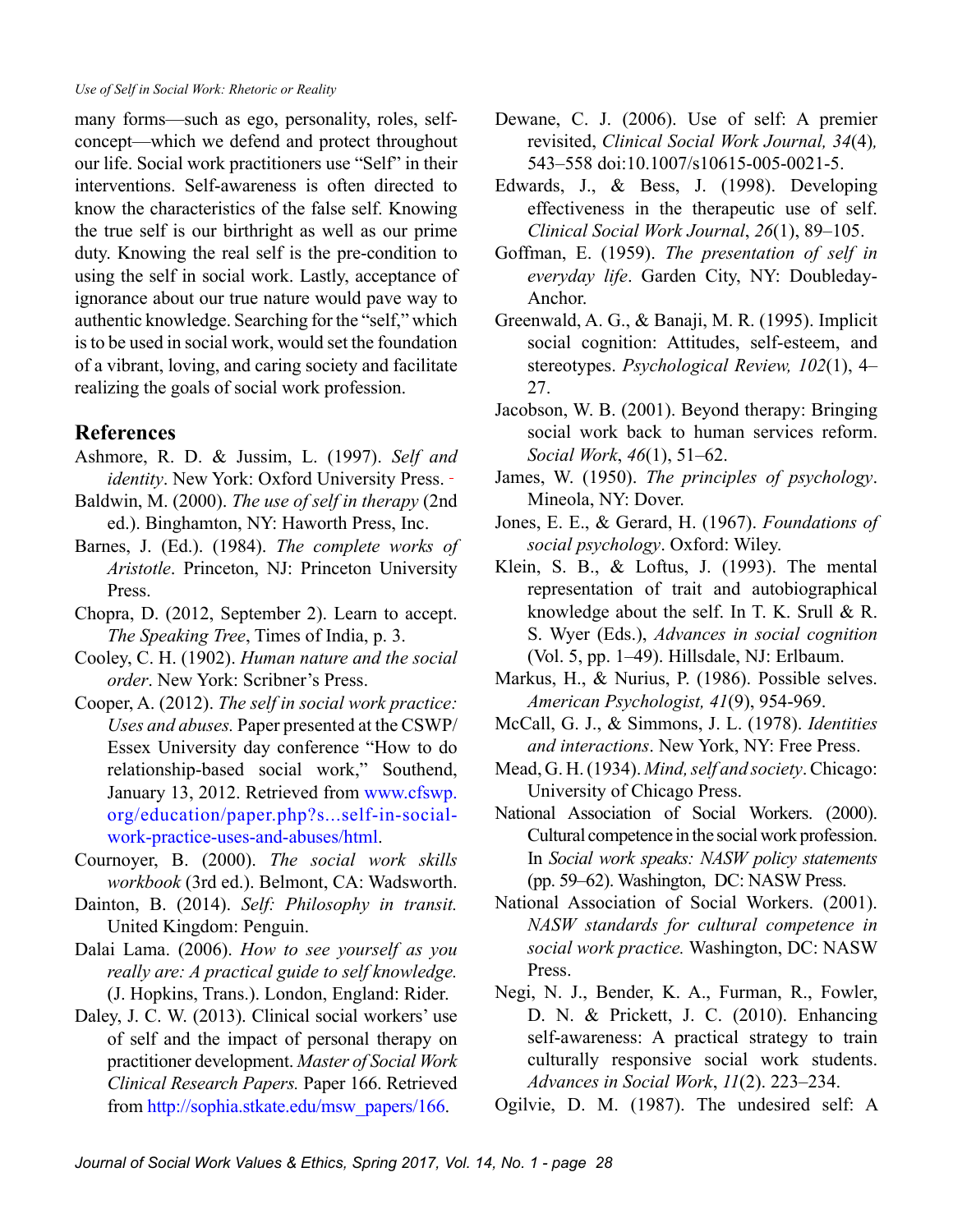many forms—such as ego, personality, roles, self-concept—which we defend and protect throughout our life. Social work practitioners use "Self" in their interventions. Self-awareness is often directed to know the characteristics of the false self. Knowing the true self is our birthright as well as our prime duty. Knowing the real self is the pre-condition to using the self in social work. Lastly, acceptance of ignorance about our true nature would pave way to authentic knowledge. Searching for the "self," which is to be used in social work, would set the foundation of a vibrant, loving, and caring society and facilitate realizing the goals of social work profession.

## References

Ashmore, R. D. & Jussim, L. (1997). *Self and identity*. New York: Oxford University Press.

Baldwin, M. (2000). *The use of self in therapy* (2nd ed.). Binghamton, NY: Haworth Press, Inc.

Barnes, J. (Ed.). (1984). *The complete works of Aristotle*. Princeton, NJ: Princeton University Press.

Chopra, D. (2012, September 2). Learn to accept. *The Speaking Tree*, Times of India, p. 3.

Cooley, C. H. (1902). *Human nature and the social order*. New York: Scribner's Press.

Cooper, A. (2012). *The self in social work practice: Uses and abuses.* Paper presented at the CSWP/ Essex University day conference "How to do relationship-based social work," Southend, January 13, 2012. Retrieved from www.cfswp.org/education/paper.php?s...self-in-social-work-practice-uses-and-abuses/html.

Cournoyer, B. (2000). *The social work skills workbook* (3rd ed.). Belmont, CA: Wadsworth.

Dainton, B. (2014). *Self: Philosophy in transit.* United Kingdom: Penguin.

Dalai Lama. (2006). *How to see yourself as you really are: A practical guide to self knowledge.* (J. Hopkins, Trans.). London, England: Rider.

Daley, J. C. W. (2013). Clinical social workers' use of self and the impact of personal therapy on practitioner development. *Master of Social Work Clinical Research Papers.* Paper 166. Retrieved from http://sophia.stkate.edu/msw_papers/166.

Dewane, C. J. (2006). Use of self: A premier revisited, *Clinical Social Work Journal, 34*(4), 543–558 doi:10.1007/s10615-005-0021-5.

Edwards, J., & Bess, J. (1998). Developing effectiveness in the therapeutic use of self. *Clinical Social Work Journal*, *26*(1), 89–105.

Goffman, E. (1959). *The presentation of self in everyday life*. Garden City, NY: Doubleday-Anchor.

Greenwald, A. G., & Banaji, M. R. (1995). Implicit social cognition: Attitudes, self-esteem, and stereotypes. *Psychological Review, 102*(1), 4–27.

Jacobson, W. B. (2001). Beyond therapy: Bringing social work back to human services reform. *Social Work*, *46*(1), 51–62.

James, W. (1950). *The principles of psychology*. Mineola, NY: Dover.

Jones, E. E., & Gerard, H. (1967). *Foundations of social psychology*. Oxford: Wiley.

Klein, S. B., & Loftus, J. (1993). The mental representation of trait and autobiographical knowledge about the self. In T. K. Srull & R. S. Wyer (Eds.), *Advances in social cognition* (Vol. 5, pp. 1–49). Hillsdale, NJ: Erlbaum.

Markus, H., & Nurius, P. (1986). Possible selves. *American Psychologist, 41*(9), 954-969.

McCall, G. J., & Simmons, J. L. (1978). *Identities and interactions*. New York, NY: Free Press.

Mead, G. H. (1934). *Mind, self and society*. Chicago: University of Chicago Press.

National Association of Social Workers. (2000). Cultural competence in the social work profession. In *Social work speaks: NASW policy statements* (pp. 59–62). Washington, DC: NASW Press.

National Association of Social Workers. (2001). *NASW standards for cultural competence in social work practice.* Washington, DC: NASW Press.

Negi, N. J., Bender, K. A., Furman, R., Fowler, D. N. & Prickett, J. C. (2010). Enhancing self-awareness: A practical strategy to train culturally responsive social work students. *Advances in Social Work*, *11*(2). 223–234.

Ogilvie, D. M. (1987). The undesired self: A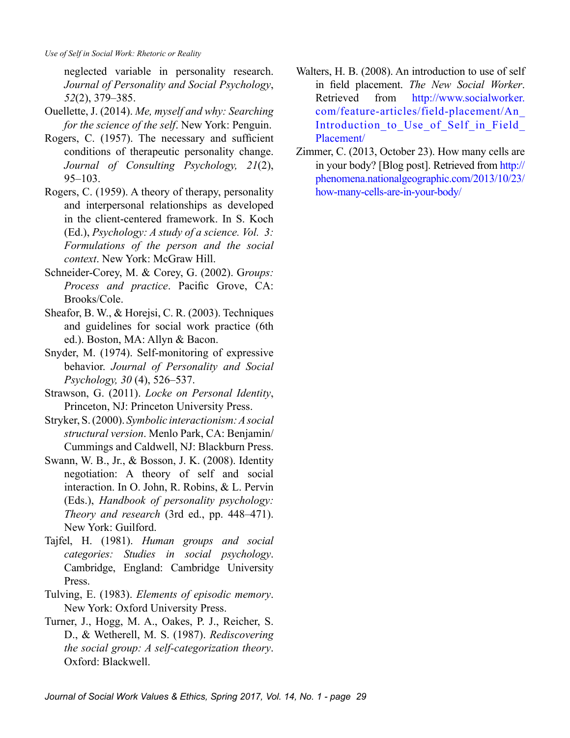neglected variable in personality research. *Journal of Personality and Social Psychology*, *52*(2), 379–385.

Ouellette, J. (2014). *Me, myself and why: Searching for the science of the self*. New York: Penguin.

Rogers, C. (1957). The necessary and sufficient conditions of therapeutic personality change. *Journal of Consulting Psychology, 21*(2), 95–103.

Rogers, C. (1959). A theory of therapy, personality and interpersonal relationships as developed in the client-centered framework. In S. Koch (Ed.), *Psychology: A study of a science. Vol. 3: Formulations of the person and the social context*. New York: McGraw Hill.

Schneider-Corey, M. & Corey, G. (2002). G*roups: Process and practice*. Pacific Grove, CA: Brooks/Cole.

Sheafor, B. W., & Horejsi, C. R. (2003). Techniques and guidelines for social work practice (6th ed.). Boston, MA: Allyn & Bacon.

Snyder, M. (1974). Self-monitoring of expressive behavior. *Journal of Personality and Social Psychology, 30* (4), 526–537.

Strawson, G. (2011). *Locke on Personal Identity*, Princeton, NJ: Princeton University Press.

Stryker, S. (2000). *Symbolic interactionism: A social structural version*. Menlo Park, CA: Benjamin/ Cummings and Caldwell, NJ: Blackburn Press.

Swann, W. B., Jr., & Bosson, J. K. (2008). Identity negotiation: A theory of self and social interaction. In O. John, R. Robins, & L. Pervin (Eds.), *Handbook of personality psychology: Theory and research* (3rd ed., pp. 448–471). New York: Guilford.

Tajfel, H. (1981). *Human groups and social categories: Studies in social psychology*. Cambridge, England: Cambridge University Press.

Tulving, E. (1983). *Elements of episodic memory*. New York: Oxford University Press.

Turner, J., Hogg, M. A., Oakes, P. J., Reicher, S. D., & Wetherell, M. S. (1987). *Rediscovering the social group: A self-categorization theory*. Oxford: Blackwell.

Walters, H. B. (2008). An introduction to use of self in field placement. *The New Social Worker*. Retrieved from http://www.socialworker.com/feature-articles/field-placement/An_Introduction_to_Use_of_Self_in_Field_Placement/

Zimmer, C. (2013, October 23). How many cells are in your body? [Blog post]. Retrieved from http://phenomena.nationalgeographic.com/2013/10/23/how-many-cells-are-in-your-body/